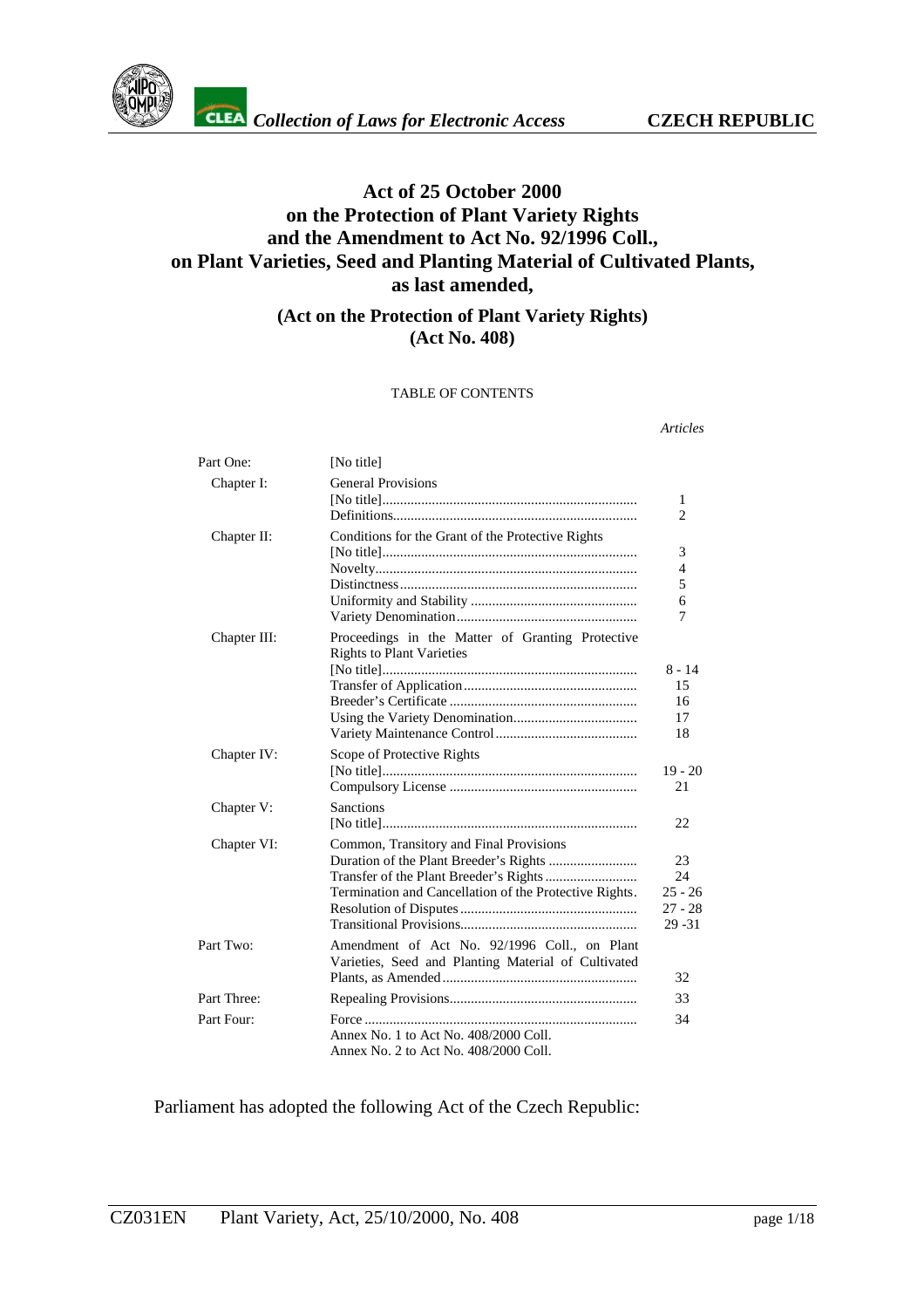# Act of 25 October 2000 on the Protection of Plant Variety Rights and the Amendment to Act No. 92/1996 Coll., on Plant Varieties, Seed and Planting Material of Cultivated Plants, as last amended,

## (Act on the Protection of Plant Variety Rights) (Act No. 408)

TABLE OF CONTENTS

| | | *Articles* |
|---|---|---|
| Part One: | [No title] | |
| Chapter I: | General Provisions | |
| | [No title] | 1 |
| | Definitions | 2 |
| Chapter II: | Conditions for the Grant of the Protective Rights | |
| | [No title] | 3 |
| | Novelty | 4 |
| | Distinctness | 5 |
| | Uniformity and Stability | 6 |
| | Variety Denomination | 7 |
| Chapter III: | Proceedings in the Matter of Granting Protective Rights to Plant Varieties | |
| | [No title] | 8 - 14 |
| | Transfer of Application | 15 |
| | Breeder's Certificate | 16 |
| | Using the Variety Denomination | 17 |
| | Variety Maintenance Control | 18 |
| Chapter IV: | Scope of Protective Rights | |
| | [No title] | 19 - 20 |
| | Compulsory License | 21 |
| Chapter V: | Sanctions | |
| | [No title] | 22 |
| Chapter VI: | Common, Transitory and Final Provisions | |
| | Duration of the Plant Breeder's Rights | 23 |
| | Transfer of the Plant Breeder's Rights | 24 |
| | Termination and Cancellation of the Protective Rights | 25 - 26 |
| | Resolution of Disputes | 27 - 28 |
| | Transitional Provisions | 29 -31 |
| Part Two: | Amendment of Act No. 92/1996 Coll., on Plant Varieties, Seed and Planting Material of Cultivated Plants, as Amended | 32 |
| Part Three: | Repealing Provisions | 33 |
| Part Four: | Force | 34 |
| | Annex No. 1 to Act No. 408/2000 Coll. | |
| | Annex No. 2 to Act No. 408/2000 Coll. | |

Parliament has adopted the following Act of the Czech Republic: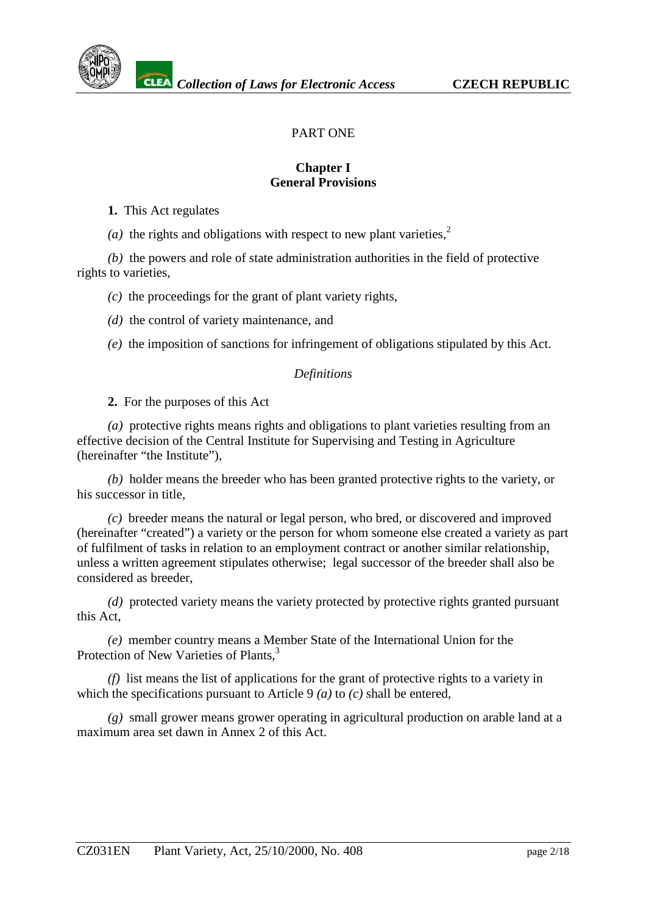PART ONE

## Chapter I
## General Provisions

**1.** This Act regulates

*(a)* the rights and obligations with respect to new plant varieties,[2]

*(b)* the powers and role of state administration authorities in the field of protective rights to varieties,

*(c)* the proceedings for the grant of plant variety rights,

*(d)* the control of variety maintenance, and

*(e)* the imposition of sanctions for infringement of obligations stipulated by this Act.

*Definitions*

**2.** For the purposes of this Act

*(a)* protective rights means rights and obligations to plant varieties resulting from an effective decision of the Central Institute for Supervising and Testing in Agriculture (hereinafter "the Institute"),

*(b)* holder means the breeder who has been granted protective rights to the variety, or his successor in title,

*(c)* breeder means the natural or legal person, who bred, or discovered and improved (hereinafter "created") a variety or the person for whom someone else created a variety as part of fulfilment of tasks in relation to an employment contract or another similar relationship, unless a written agreement stipulates otherwise; legal successor of the breeder shall also be considered as breeder,

*(d)* protected variety means the variety protected by protective rights granted pursuant this Act,

*(e)* member country means a Member State of the International Union for the Protection of New Varieties of Plants,[3]

*(f)* list means the list of applications for the grant of protective rights to a variety in which the specifications pursuant to Article 9 *(a)* to *(c)* shall be entered,

*(g)* small grower means grower operating in agricultural production on arable land at a maximum area set dawn in Annex 2 of this Act.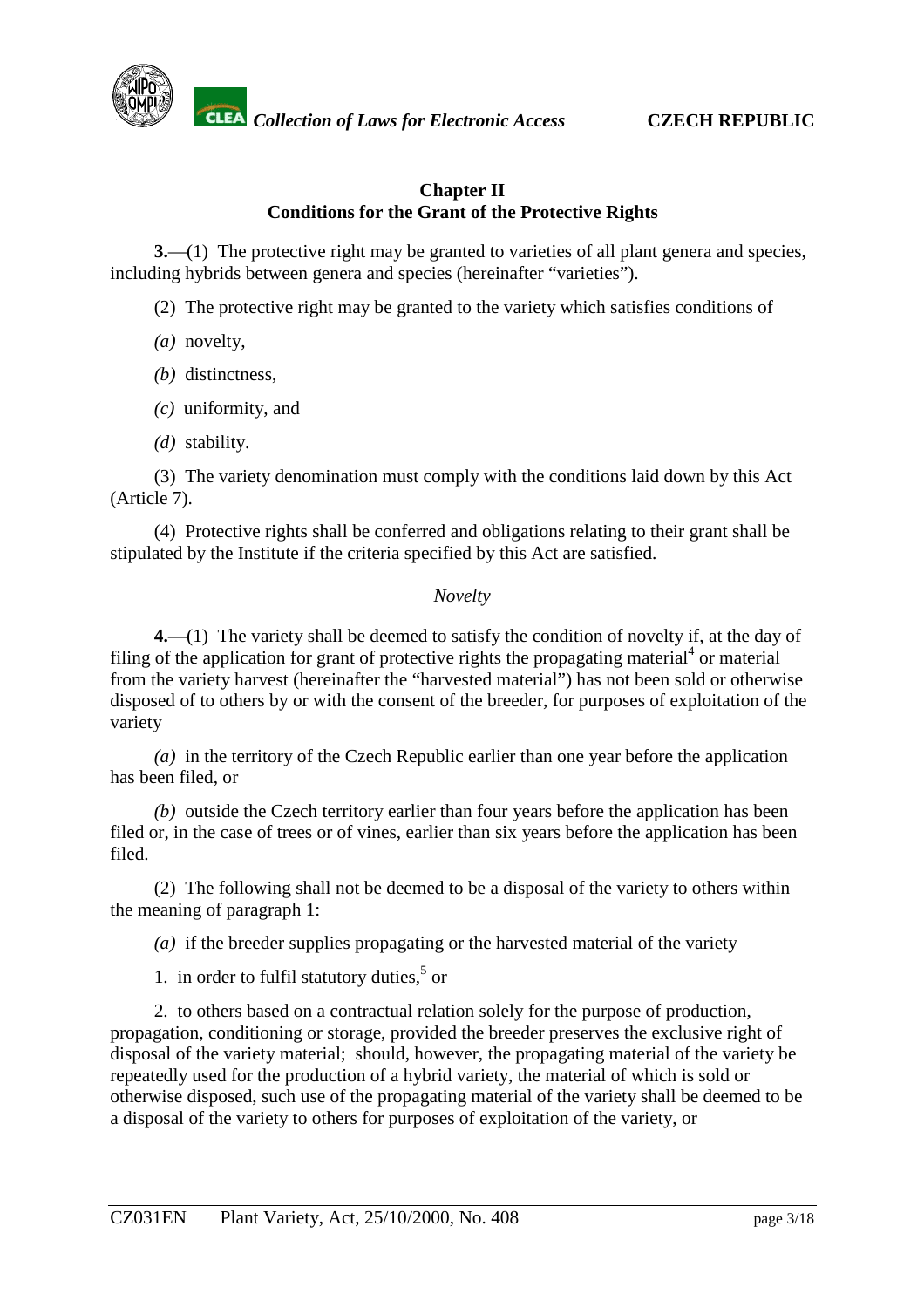## Chapter II
## Conditions for the Grant of the Protective Rights

**3.**—(1) The protective right may be granted to varieties of all plant genera and species, including hybrids between genera and species (hereinafter “varieties”).

(2) The protective right may be granted to the variety which satisfies conditions of

*(a)* novelty,

*(b)* distinctness,

*(c)* uniformity, and

*(d)* stability.

(3) The variety denomination must comply with the conditions laid down by this Act (Article 7).

(4) Protective rights shall be conferred and obligations relating to their grant shall be stipulated by the Institute if the criteria specified by this Act are satisfied.

*Novelty*

**4.**—(1) The variety shall be deemed to satisfy the condition of novelty if, at the day of filing of the application for grant of protective rights the propagating material[4] or material from the variety harvest (hereinafter the “harvested material”) has not been sold or otherwise disposed of to others by or with the consent of the breeder, for purposes of exploitation of the variety

*(a)* in the territory of the Czech Republic earlier than one year before the application has been filed, or

*(b)* outside the Czech territory earlier than four years before the application has been filed or, in the case of trees or of vines, earlier than six years before the application has been filed.

(2) The following shall not be deemed to be a disposal of the variety to others within the meaning of paragraph 1:

*(a)* if the breeder supplies propagating or the harvested material of the variety

1. in order to fulfil statutory duties,[5] or

2. to others based on a contractual relation solely for the purpose of production, propagation, conditioning or storage, provided the breeder preserves the exclusive right of disposal of the variety material; should, however, the propagating material of the variety be repeatedly used for the production of a hybrid variety, the material of which is sold or otherwise disposed, such use of the propagating material of the variety shall be deemed to be a disposal of the variety to others for purposes of exploitation of the variety, or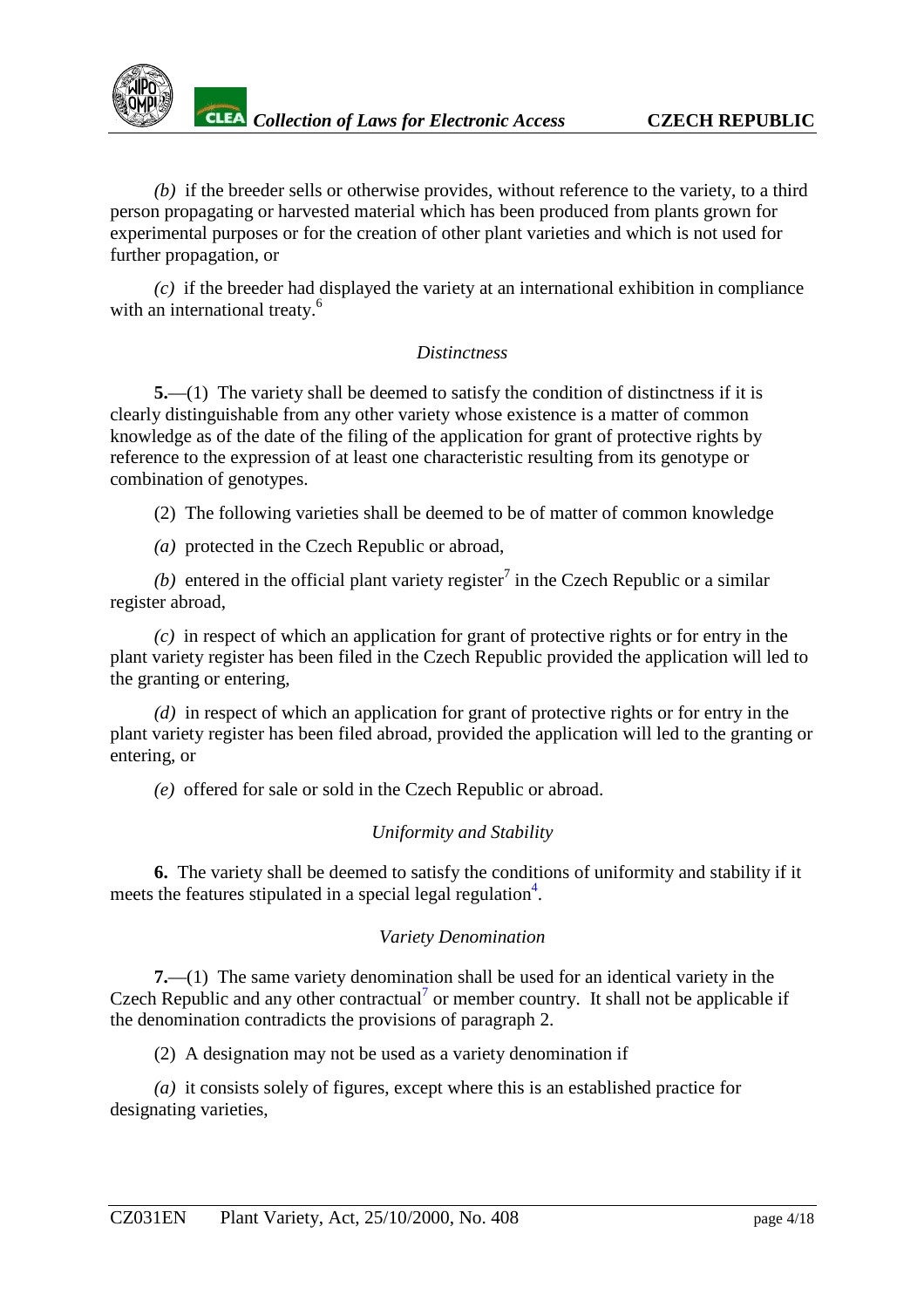*(b)* if the breeder sells or otherwise provides, without reference to the variety, to a third person propagating or harvested material which has been produced from plants grown for experimental purposes or for the creation of other plant varieties and which is not used for further propagation, or

*(c)* if the breeder had displayed the variety at an international exhibition in compliance with an international treaty.[6]

*Distinctness*

**5.**—(1) The variety shall be deemed to satisfy the condition of distinctness if it is clearly distinguishable from any other variety whose existence is a matter of common knowledge as of the date of the filing of the application for grant of protective rights by reference to the expression of at least one characteristic resulting from its genotype or combination of genotypes.

(2) The following varieties shall be deemed to be of matter of common knowledge

*(a)* protected in the Czech Republic or abroad,

*(b)* entered in the official plant variety register[7] in the Czech Republic or a similar register abroad,

*(c)* in respect of which an application for grant of protective rights or for entry in the plant variety register has been filed in the Czech Republic provided the application will led to the granting or entering,

*(d)* in respect of which an application for grant of protective rights or for entry in the plant variety register has been filed abroad, provided the application will led to the granting or entering, or

*(e)* offered for sale or sold in the Czech Republic or abroad.

*Uniformity and Stability*

**6.** The variety shall be deemed to satisfy the conditions of uniformity and stability if it meets the features stipulated in a special legal regulation[4].

*Variety Denomination*

**7.**—(1) The same variety denomination shall be used for an identical variety in the Czech Republic and any other contractual[7] or member country. It shall not be applicable if the denomination contradicts the provisions of paragraph 2.

(2) A designation may not be used as a variety denomination if

*(a)* it consists solely of figures, except where this is an established practice for designating varieties,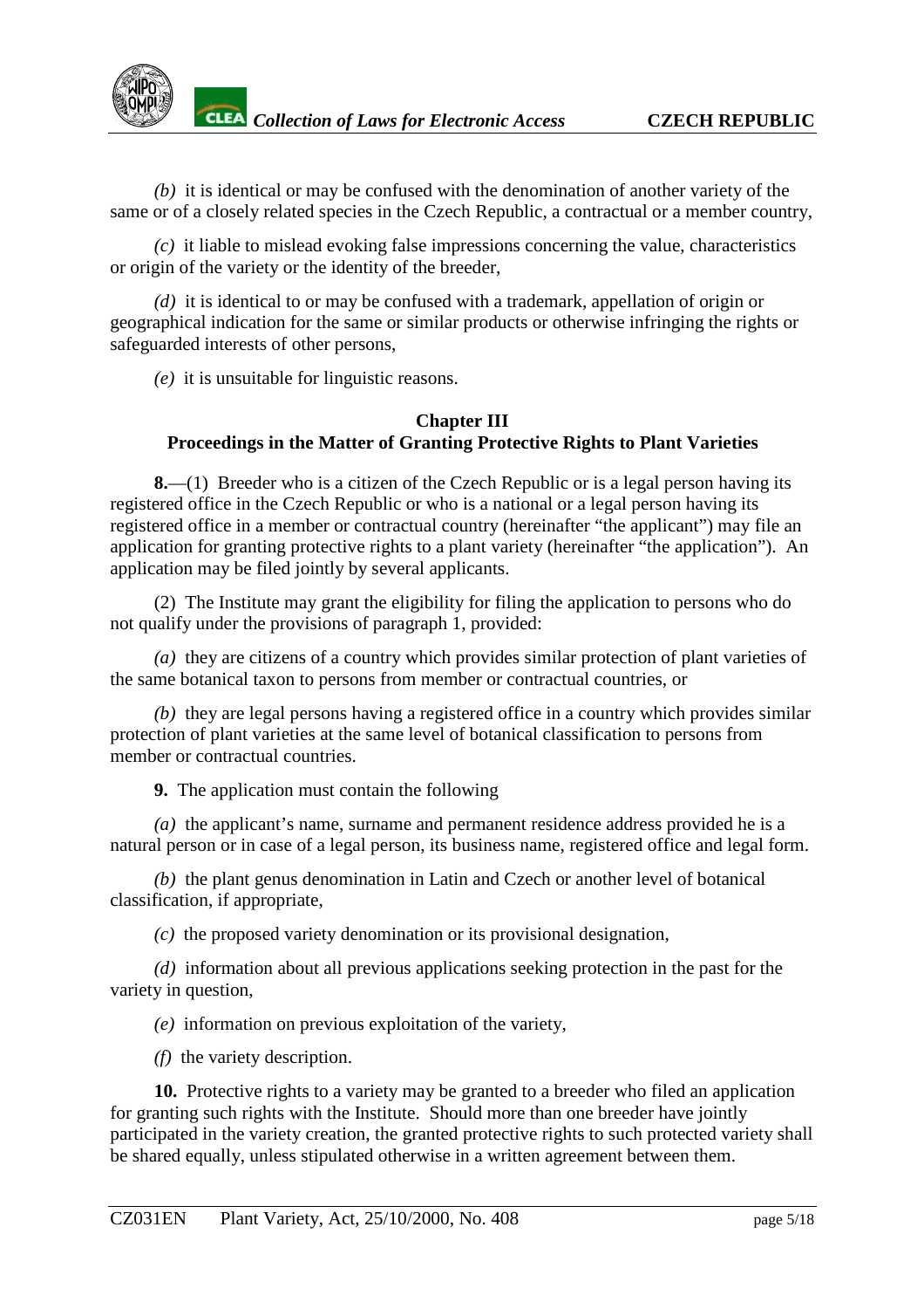*(b)* it is identical or may be confused with the denomination of another variety of the same or of a closely related species in the Czech Republic, a contractual or a member country,

*(c)* it liable to mislead evoking false impressions concerning the value, characteristics or origin of the variety or the identity of the breeder,

*(d)* it is identical to or may be confused with a trademark, appellation of origin or geographical indication for the same or similar products or otherwise infringing the rights or safeguarded interests of other persons,

*(e)* it is unsuitable for linguistic reasons.

## Chapter III
## Proceedings in the Matter of Granting Protective Rights to Plant Varieties

**8.**—(1) Breeder who is a citizen of the Czech Republic or is a legal person having its registered office in the Czech Republic or who is a national or a legal person having its registered office in a member or contractual country (hereinafter "the applicant") may file an application for granting protective rights to a plant variety (hereinafter "the application"). An application may be filed jointly by several applicants.

(2) The Institute may grant the eligibility for filing the application to persons who do not qualify under the provisions of paragraph 1, provided:

*(a)* they are citizens of a country which provides similar protection of plant varieties of the same botanical taxon to persons from member or contractual countries, or

*(b)* they are legal persons having a registered office in a country which provides similar protection of plant varieties at the same level of botanical classification to persons from member or contractual countries.

**9.** The application must contain the following

*(a)* the applicant's name, surname and permanent residence address provided he is a natural person or in case of a legal person, its business name, registered office and legal form.

*(b)* the plant genus denomination in Latin and Czech or another level of botanical classification, if appropriate,

*(c)* the proposed variety denomination or its provisional designation,

*(d)* information about all previous applications seeking protection in the past for the variety in question,

*(e)* information on previous exploitation of the variety,

*(f)* the variety description.

**10.** Protective rights to a variety may be granted to a breeder who filed an application for granting such rights with the Institute. Should more than one breeder have jointly participated in the variety creation, the granted protective rights to such protected variety shall be shared equally, unless stipulated otherwise in a written agreement between them.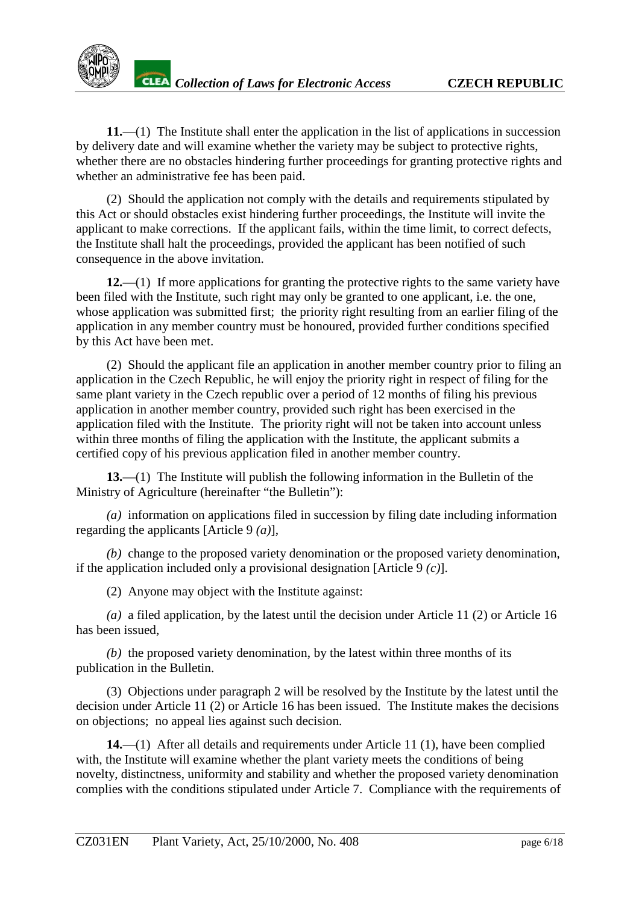**11.**—(1) The Institute shall enter the application in the list of applications in succession by delivery date and will examine whether the variety may be subject to protective rights, whether there are no obstacles hindering further proceedings for granting protective rights and whether an administrative fee has been paid.

(2) Should the application not comply with the details and requirements stipulated by this Act or should obstacles exist hindering further proceedings, the Institute will invite the applicant to make corrections. If the applicant fails, within the time limit, to correct defects, the Institute shall halt the proceedings, provided the applicant has been notified of such consequence in the above invitation.

**12.**—(1) If more applications for granting the protective rights to the same variety have been filed with the Institute, such right may only be granted to one applicant, i.e. the one, whose application was submitted first; the priority right resulting from an earlier filing of the application in any member country must be honoured, provided further conditions specified by this Act have been met.

(2) Should the applicant file an application in another member country prior to filing an application in the Czech Republic, he will enjoy the priority right in respect of filing for the same plant variety in the Czech republic over a period of 12 months of filing his previous application in another member country, provided such right has been exercised in the application filed with the Institute. The priority right will not be taken into account unless within three months of filing the application with the Institute, the applicant submits a certified copy of his previous application filed in another member country.

**13.**—(1) The Institute will publish the following information in the Bulletin of the Ministry of Agriculture (hereinafter "the Bulletin"):

*(a)* information on applications filed in succession by filing date including information regarding the applicants [Article 9 *(a)*],

*(b)* change to the proposed variety denomination or the proposed variety denomination, if the application included only a provisional designation [Article 9 *(c)*].

(2) Anyone may object with the Institute against:

*(a)* a filed application, by the latest until the decision under Article 11 (2) or Article 16 has been issued,

*(b)* the proposed variety denomination, by the latest within three months of its publication in the Bulletin.

(3) Objections under paragraph 2 will be resolved by the Institute by the latest until the decision under Article 11 (2) or Article 16 has been issued. The Institute makes the decisions on objections; no appeal lies against such decision.

**14.**—(1) After all details and requirements under Article 11 (1), have been complied with, the Institute will examine whether the plant variety meets the conditions of being novelty, distinctness, uniformity and stability and whether the proposed variety denomination complies with the conditions stipulated under Article 7. Compliance with the requirements of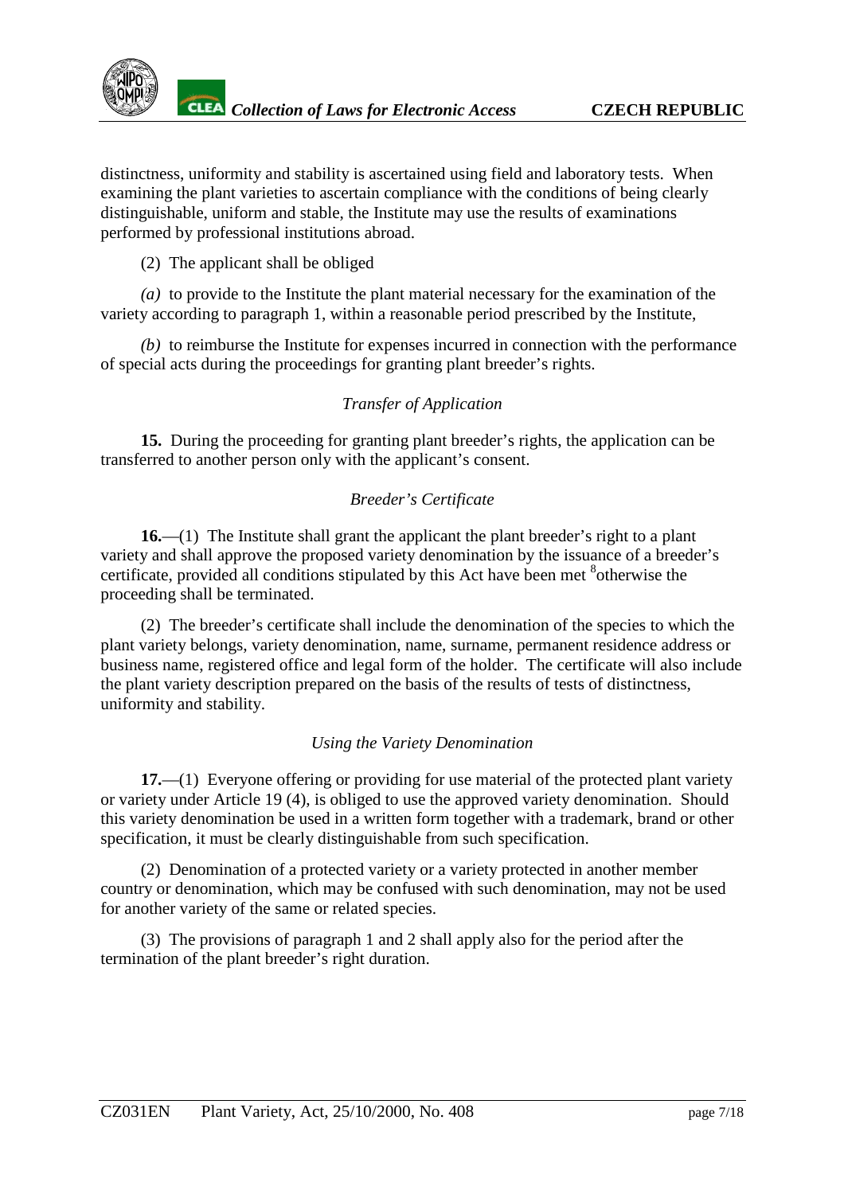distinctness, uniformity and stability is ascertained using field and laboratory tests. When examining the plant varieties to ascertain compliance with the conditions of being clearly distinguishable, uniform and stable, the Institute may use the results of examinations performed by professional institutions abroad.

(2) The applicant shall be obliged

*(a)* to provide to the Institute the plant material necessary for the examination of the variety according to paragraph 1, within a reasonable period prescribed by the Institute,

*(b)* to reimburse the Institute for expenses incurred in connection with the performance of special acts during the proceedings for granting plant breeder's rights.

*Transfer of Application*

**15.** During the proceeding for granting plant breeder's rights, the application can be transferred to another person only with the applicant's consent.

*Breeder's Certificate*

**16.**—(1) The Institute shall grant the applicant the plant breeder's right to a plant variety and shall approve the proposed variety denomination by the issuance of a breeder's certificate, provided all conditions stipulated by this Act have been met [8]otherwise the proceeding shall be terminated.

(2) The breeder's certificate shall include the denomination of the species to which the plant variety belongs, variety denomination, name, surname, permanent residence address or business name, registered office and legal form of the holder. The certificate will also include the plant variety description prepared on the basis of the results of tests of distinctness, uniformity and stability.

*Using the Variety Denomination*

**17.**—(1) Everyone offering or providing for use material of the protected plant variety or variety under Article 19 (4), is obliged to use the approved variety denomination. Should this variety denomination be used in a written form together with a trademark, brand or other specification, it must be clearly distinguishable from such specification.

(2) Denomination of a protected variety or a variety protected in another member country or denomination, which may be confused with such denomination, may not be used for another variety of the same or related species.

(3) The provisions of paragraph 1 and 2 shall apply also for the period after the termination of the plant breeder's right duration.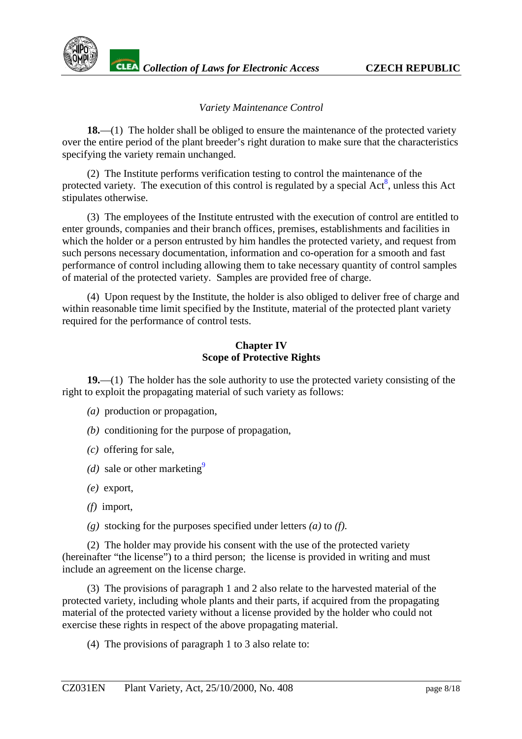*Variety Maintenance Control*

**18.**—(1) The holder shall be obliged to ensure the maintenance of the protected variety over the entire period of the plant breeder's right duration to make sure that the characteristics specifying the variety remain unchanged.

(2) The Institute performs verification testing to control the maintenance of the protected variety. The execution of this control is regulated by a special Act[8], unless this Act stipulates otherwise.

(3) The employees of the Institute entrusted with the execution of control are entitled to enter grounds, companies and their branch offices, premises, establishments and facilities in which the holder or a person entrusted by him handles the protected variety, and request from such persons necessary documentation, information and co-operation for a smooth and fast performance of control including allowing them to take necessary quantity of control samples of material of the protected variety. Samples are provided free of charge.

(4) Upon request by the Institute, the holder is also obliged to deliver free of charge and within reasonable time limit specified by the Institute, material of the protected plant variety required for the performance of control tests.

## Chapter IV
## Scope of Protective Rights

**19.**—(1) The holder has the sole authority to use the protected variety consisting of the right to exploit the propagating material of such variety as follows:

*(a)* production or propagation,

*(b)* conditioning for the purpose of propagation,

*(c)* offering for sale,

*(d)* sale or other marketing[9]

*(e)* export,

*(f)* import,

*(g)* stocking for the purposes specified under letters *(a)* to *(f)*.

(2) The holder may provide his consent with the use of the protected variety (hereinafter "the license") to a third person; the license is provided in writing and must include an agreement on the license charge.

(3) The provisions of paragraph 1 and 2 also relate to the harvested material of the protected variety, including whole plants and their parts, if acquired from the propagating material of the protected variety without a license provided by the holder who could not exercise these rights in respect of the above propagating material.

(4) The provisions of paragraph 1 to 3 also relate to: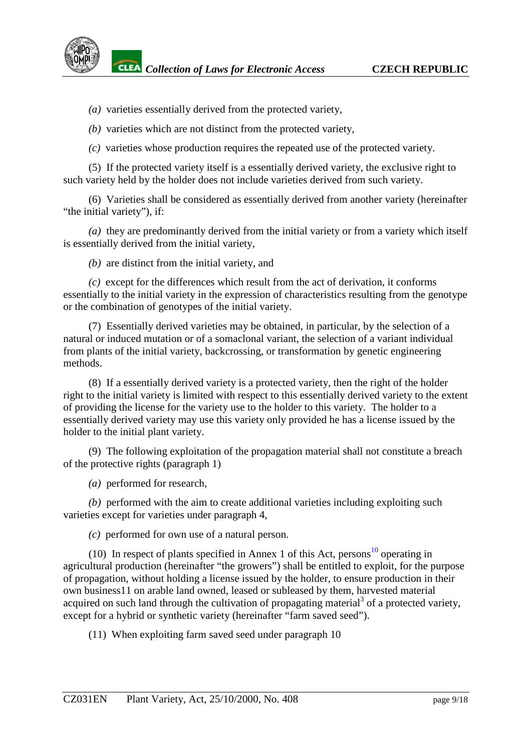*(a)* varieties essentially derived from the protected variety,

*(b)* varieties which are not distinct from the protected variety,

*(c)* varieties whose production requires the repeated use of the protected variety.

(5) If the protected variety itself is a essentially derived variety, the exclusive right to such variety held by the holder does not include varieties derived from such variety.

(6) Varieties shall be considered as essentially derived from another variety (hereinafter "the initial variety"), if:

*(a)* they are predominantly derived from the initial variety or from a variety which itself is essentially derived from the initial variety,

*(b)* are distinct from the initial variety, and

*(c)* except for the differences which result from the act of derivation, it conforms essentially to the initial variety in the expression of characteristics resulting from the genotype or the combination of genotypes of the initial variety.

(7) Essentially derived varieties may be obtained, in particular, by the selection of a natural or induced mutation or of a somaclonal variant, the selection of a variant individual from plants of the initial variety, backcrossing, or transformation by genetic engineering methods.

(8) If a essentially derived variety is a protected variety, then the right of the holder right to the initial variety is limited with respect to this essentially derived variety to the extent of providing the license for the variety use to the holder to this variety. The holder to a essentially derived variety may use this variety only provided he has a license issued by the holder to the initial plant variety.

(9) The following exploitation of the propagation material shall not constitute a breach of the protective rights (paragraph 1)

*(a)* performed for research,

*(b)* performed with the aim to create additional varieties including exploiting such varieties except for varieties under paragraph 4,

*(c)* performed for own use of a natural person.

(10) In respect of plants specified in Annex 1 of this Act, persons[10] operating in agricultural production (hereinafter "the growers") shall be entitled to exploit, for the purpose of propagation, without holding a license issued by the holder, to ensure production in their own business11 on arable land owned, leased or subleased by them, harvested material acquired on such land through the cultivation of propagating material[3] of a protected variety, except for a hybrid or synthetic variety (hereinafter "farm saved seed").

(11) When exploiting farm saved seed under paragraph 10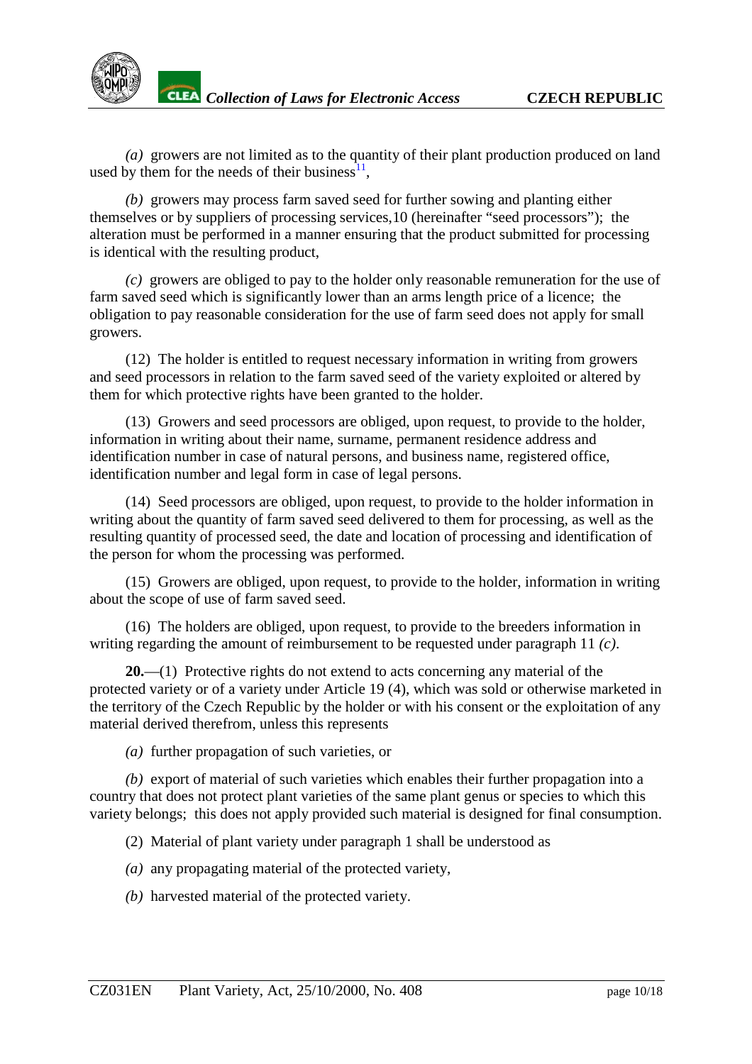*(a)* growers are not limited as to the quantity of their plant production produced on land used by them for the needs of their business[11],

*(b)* growers may process farm saved seed for further sowing and planting either themselves or by suppliers of processing services,10 (hereinafter "seed processors"); the alteration must be performed in a manner ensuring that the product submitted for processing is identical with the resulting product,

*(c)* growers are obliged to pay to the holder only reasonable remuneration for the use of farm saved seed which is significantly lower than an arms length price of a licence; the obligation to pay reasonable consideration for the use of farm seed does not apply for small growers.

(12) The holder is entitled to request necessary information in writing from growers and seed processors in relation to the farm saved seed of the variety exploited or altered by them for which protective rights have been granted to the holder.

(13) Growers and seed processors are obliged, upon request, to provide to the holder, information in writing about their name, surname, permanent residence address and identification number in case of natural persons, and business name, registered office, identification number and legal form in case of legal persons.

(14) Seed processors are obliged, upon request, to provide to the holder information in writing about the quantity of farm saved seed delivered to them for processing, as well as the resulting quantity of processed seed, the date and location of processing and identification of the person for whom the processing was performed.

(15) Growers are obliged, upon request, to provide to the holder, information in writing about the scope of use of farm saved seed.

(16) The holders are obliged, upon request, to provide to the breeders information in writing regarding the amount of reimbursement to be requested under paragraph 11 *(c)*.

**20.**—(1) Protective rights do not extend to acts concerning any material of the protected variety or of a variety under Article 19 (4), which was sold or otherwise marketed in the territory of the Czech Republic by the holder or with his consent or the exploitation of any material derived therefrom, unless this represents

*(a)* further propagation of such varieties, or

*(b)* export of material of such varieties which enables their further propagation into a country that does not protect plant varieties of the same plant genus or species to which this variety belongs; this does not apply provided such material is designed for final consumption.

(2) Material of plant variety under paragraph 1 shall be understood as

*(a)* any propagating material of the protected variety,

*(b)* harvested material of the protected variety.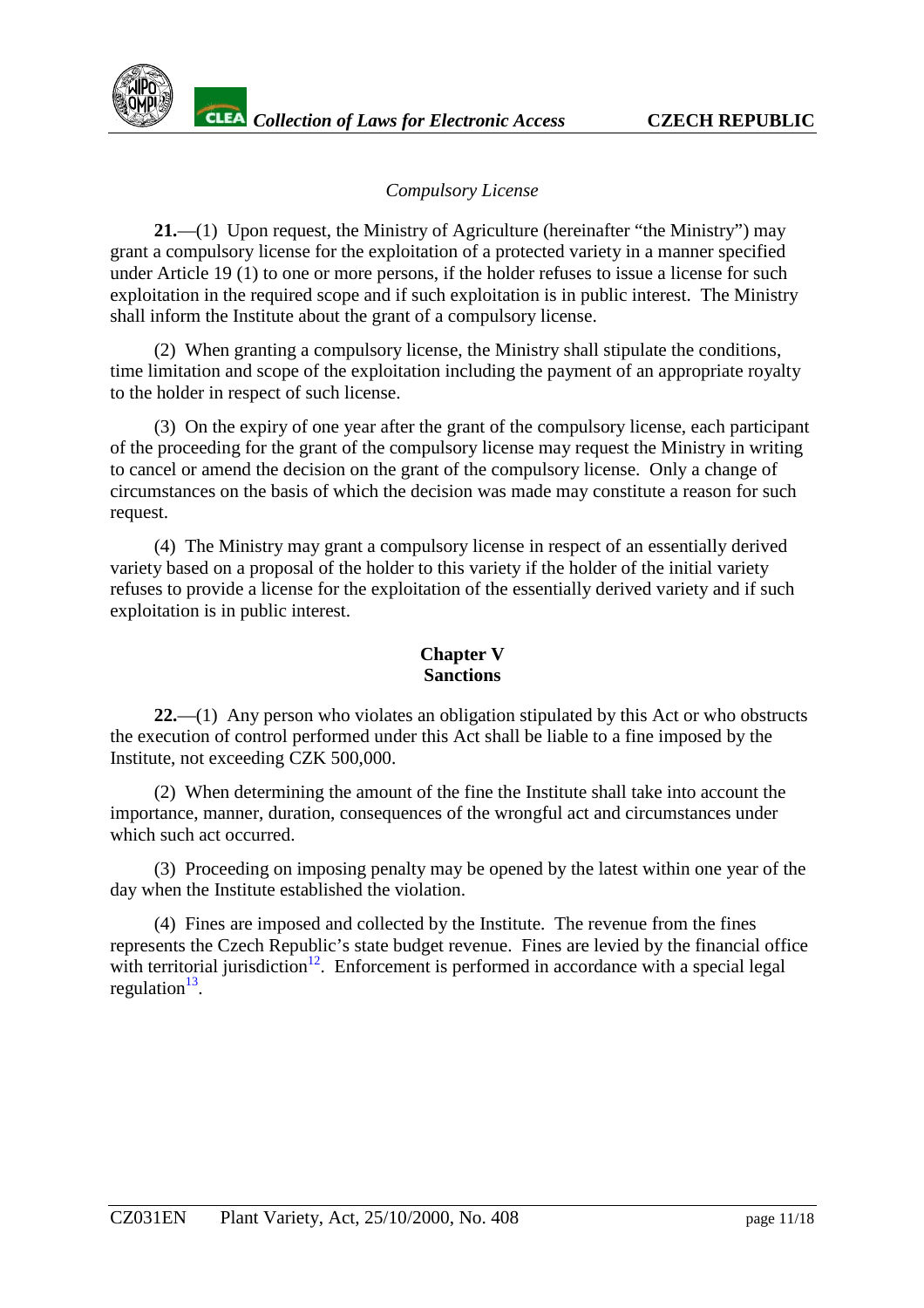*Compulsory License*

**21.**—(1) Upon request, the Ministry of Agriculture (hereinafter “the Ministry”) may grant a compulsory license for the exploitation of a protected variety in a manner specified under Article 19 (1) to one or more persons, if the holder refuses to issue a license for such exploitation in the required scope and if such exploitation is in public interest. The Ministry shall inform the Institute about the grant of a compulsory license.

(2) When granting a compulsory license, the Ministry shall stipulate the conditions, time limitation and scope of the exploitation including the payment of an appropriate royalty to the holder in respect of such license.

(3) On the expiry of one year after the grant of the compulsory license, each participant of the proceeding for the grant of the compulsory license may request the Ministry in writing to cancel or amend the decision on the grant of the compulsory license. Only a change of circumstances on the basis of which the decision was made may constitute a reason for such request.

(4) The Ministry may grant a compulsory license in respect of an essentially derived variety based on a proposal of the holder to this variety if the holder of the initial variety refuses to provide a license for the exploitation of the essentially derived variety and if such exploitation is in public interest.

## Chapter V
## Sanctions

**22.**—(1) Any person who violates an obligation stipulated by this Act or who obstructs the execution of control performed under this Act shall be liable to a fine imposed by the Institute, not exceeding CZK 500,000.

(2) When determining the amount of the fine the Institute shall take into account the importance, manner, duration, consequences of the wrongful act and circumstances under which such act occurred.

(3) Proceeding on imposing penalty may be opened by the latest within one year of the day when the Institute established the violation.

(4) Fines are imposed and collected by the Institute. The revenue from the fines represents the Czech Republic’s state budget revenue. Fines are levied by the financial office with territorial jurisdiction[12]. Enforcement is performed in accordance with a special legal regulation[13].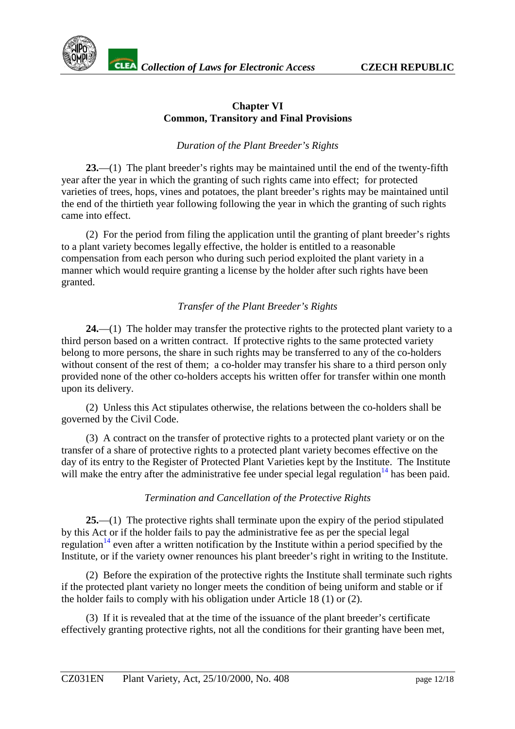## Chapter VI
## Common, Transitory and Final Provisions

*Duration of the Plant Breeder's Rights*

**23.**—(1) The plant breeder's rights may be maintained until the end of the twenty-fifth year after the year in which the granting of such rights came into effect; for protected varieties of trees, hops, vines and potatoes, the plant breeder's rights may be maintained until the end of the thirtieth year following following the year in which the granting of such rights came into effect.

(2) For the period from filing the application until the granting of plant breeder's rights to a plant variety becomes legally effective, the holder is entitled to a reasonable compensation from each person who during such period exploited the plant variety in a manner which would require granting a license by the holder after such rights have been granted.

*Transfer of the Plant Breeder's Rights*

**24.**—(1) The holder may transfer the protective rights to the protected plant variety to a third person based on a written contract. If protective rights to the same protected variety belong to more persons, the share in such rights may be transferred to any of the co-holders without consent of the rest of them; a co-holder may transfer his share to a third person only provided none of the other co-holders accepts his written offer for transfer within one month upon its delivery.

(2) Unless this Act stipulates otherwise, the relations between the co-holders shall be governed by the Civil Code.

(3) A contract on the transfer of protective rights to a protected plant variety or on the transfer of a share of protective rights to a protected plant variety becomes effective on the day of its entry to the Register of Protected Plant Varieties kept by the Institute. The Institute will make the entry after the administrative fee under special legal regulation[14] has been paid.

*Termination and Cancellation of the Protective Rights*

**25.**—(1) The protective rights shall terminate upon the expiry of the period stipulated by this Act or if the holder fails to pay the administrative fee as per the special legal regulation[14] even after a written notification by the Institute within a period specified by the Institute, or if the variety owner renounces his plant breeder's right in writing to the Institute.

(2) Before the expiration of the protective rights the Institute shall terminate such rights if the protected plant variety no longer meets the condition of being uniform and stable or if the holder fails to comply with his obligation under Article 18 (1) or (2).

(3) If it is revealed that at the time of the issuance of the plant breeder's certificate effectively granting protective rights, not all the conditions for their granting have been met,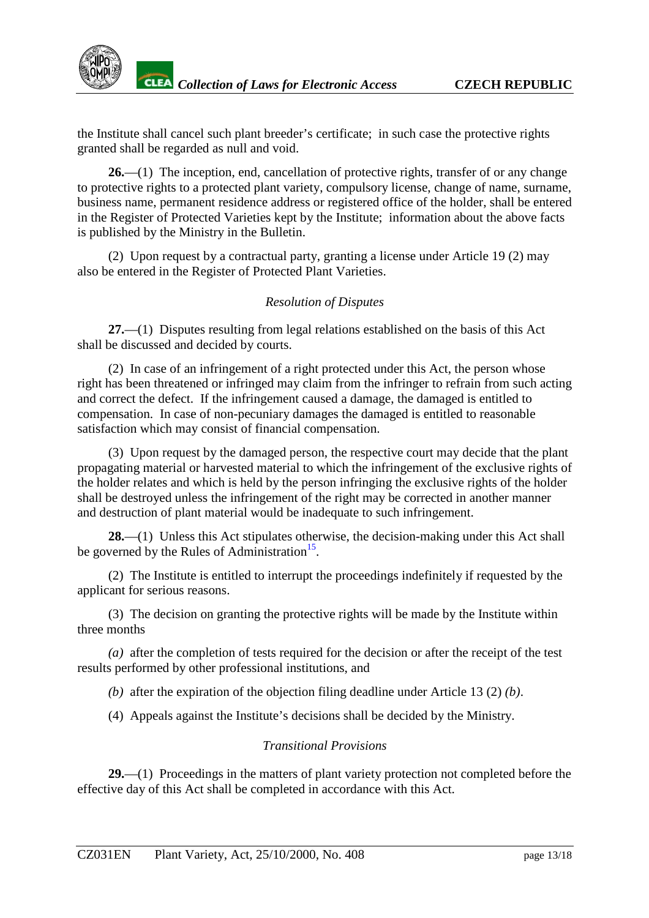the Institute shall cancel such plant breeder's certificate; in such case the protective rights granted shall be regarded as null and void.

**26.**—(1) The inception, end, cancellation of protective rights, transfer of or any change to protective rights to a protected plant variety, compulsory license, change of name, surname, business name, permanent residence address or registered office of the holder, shall be entered in the Register of Protected Varieties kept by the Institute; information about the above facts is published by the Ministry in the Bulletin.

(2) Upon request by a contractual party, granting a license under Article 19 (2) may also be entered in the Register of Protected Plant Varieties.

*Resolution of Disputes*

**27.**—(1) Disputes resulting from legal relations established on the basis of this Act shall be discussed and decided by courts.

(2) In case of an infringement of a right protected under this Act, the person whose right has been threatened or infringed may claim from the infringer to refrain from such acting and correct the defect. If the infringement caused a damage, the damaged is entitled to compensation. In case of non-pecuniary damages the damaged is entitled to reasonable satisfaction which may consist of financial compensation.

(3) Upon request by the damaged person, the respective court may decide that the plant propagating material or harvested material to which the infringement of the exclusive rights of the holder relates and which is held by the person infringing the exclusive rights of the holder shall be destroyed unless the infringement of the right may be corrected in another manner and destruction of plant material would be inadequate to such infringement.

**28.**—(1) Unless this Act stipulates otherwise, the decision-making under this Act shall be governed by the Rules of Administration[15].

(2) The Institute is entitled to interrupt the proceedings indefinitely if requested by the applicant for serious reasons.

(3) The decision on granting the protective rights will be made by the Institute within three months

*(a)* after the completion of tests required for the decision or after the receipt of the test results performed by other professional institutions, and

*(b)* after the expiration of the objection filing deadline under Article 13 (2) *(b)*.

(4) Appeals against the Institute's decisions shall be decided by the Ministry.

*Transitional Provisions*

**29.**—(1) Proceedings in the matters of plant variety protection not completed before the effective day of this Act shall be completed in accordance with this Act.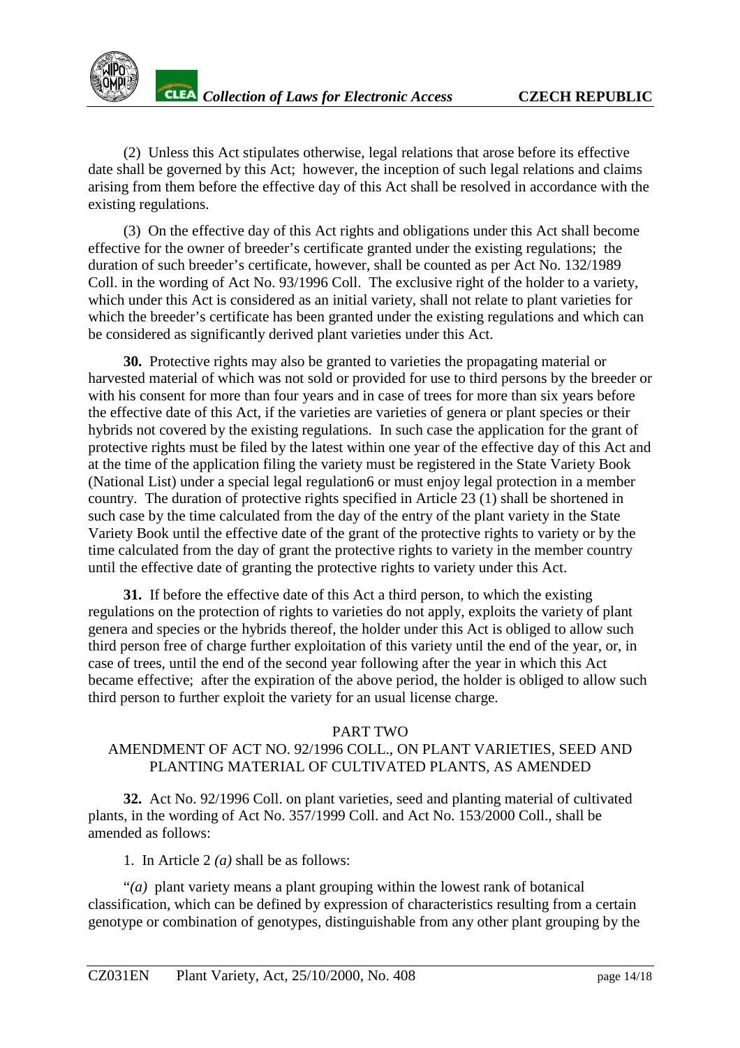(2) Unless this Act stipulates otherwise, legal relations that arose before its effective date shall be governed by this Act; however, the inception of such legal relations and claims arising from them before the effective day of this Act shall be resolved in accordance with the existing regulations.

(3) On the effective day of this Act rights and obligations under this Act shall become effective for the owner of breeder's certificate granted under the existing regulations; the duration of such breeder's certificate, however, shall be counted as per Act No. 132/1989 Coll. in the wording of Act No. 93/1996 Coll. The exclusive right of the holder to a variety, which under this Act is considered as an initial variety, shall not relate to plant varieties for which the breeder's certificate has been granted under the existing regulations and which can be considered as significantly derived plant varieties under this Act.

**30.** Protective rights may also be granted to varieties the propagating material or harvested material of which was not sold or provided for use to third persons by the breeder or with his consent for more than four years and in case of trees for more than six years before the effective date of this Act, if the varieties are varieties of genera or plant species or their hybrids not covered by the existing regulations. In such case the application for the grant of protective rights must be filed by the latest within one year of the effective day of this Act and at the time of the application filing the variety must be registered in the State Variety Book (National List) under a special legal regulation6 or must enjoy legal protection in a member country. The duration of protective rights specified in Article 23 (1) shall be shortened in such case by the time calculated from the day of the entry of the plant variety in the State Variety Book until the effective date of the grant of the protective rights to variety or by the time calculated from the day of grant the protective rights to variety in the member country until the effective date of granting the protective rights to variety under this Act.

**31.** If before the effective date of this Act a third person, to which the existing regulations on the protection of rights to varieties do not apply, exploits the variety of plant genera and species or the hybrids thereof, the holder under this Act is obliged to allow such third person free of charge further exploitation of this variety until the end of the year, or, in case of trees, until the end of the second year following after the year in which this Act became effective; after the expiration of the above period, the holder is obliged to allow such third person to further exploit the variety for an usual license charge.

## PART TWO
## AMENDMENT OF ACT NO. 92/1996 COLL., ON PLANT VARIETIES, SEED AND PLANTING MATERIAL OF CULTIVATED PLANTS, AS AMENDED

**32.** Act No. 92/1996 Coll. on plant varieties, seed and planting material of cultivated plants, in the wording of Act No. 357/1999 Coll. and Act No. 153/2000 Coll., shall be amended as follows:

1. In Article 2 *(a)* shall be as follows:

"*(a)* plant variety means a plant grouping within the lowest rank of botanical classification, which can be defined by expression of characteristics resulting from a certain genotype or combination of genotypes, distinguishable from any other plant grouping by the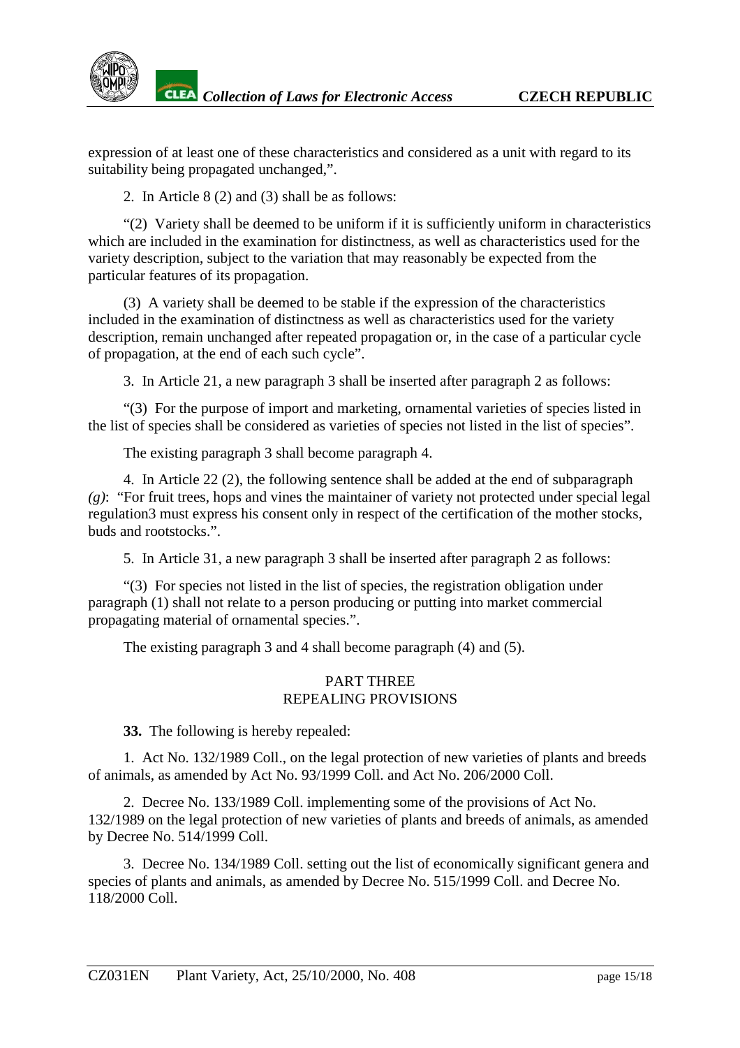expression of at least one of these characteristics and considered as a unit with regard to its suitability being propagated unchanged,".

2. In Article 8 (2) and (3) shall be as follows:

"(2) Variety shall be deemed to be uniform if it is sufficiently uniform in characteristics which are included in the examination for distinctness, as well as characteristics used for the variety description, subject to the variation that may reasonably be expected from the particular features of its propagation.

(3) A variety shall be deemed to be stable if the expression of the characteristics included in the examination of distinctness as well as characteristics used for the variety description, remain unchanged after repeated propagation or, in the case of a particular cycle of propagation, at the end of each such cycle".

3. In Article 21, a new paragraph 3 shall be inserted after paragraph 2 as follows:

"(3) For the purpose of import and marketing, ornamental varieties of species listed in the list of species shall be considered as varieties of species not listed in the list of species".

The existing paragraph 3 shall become paragraph 4.

4. In Article 22 (2), the following sentence shall be added at the end of subparagraph *(g)*: "For fruit trees, hops and vines the maintainer of variety not protected under special legal regulation3 must express his consent only in respect of the certification of the mother stocks, buds and rootstocks.".

5. In Article 31, a new paragraph 3 shall be inserted after paragraph 2 as follows:

"(3) For species not listed in the list of species, the registration obligation under paragraph (1) shall not relate to a person producing or putting into market commercial propagating material of ornamental species.".

The existing paragraph 3 and 4 shall become paragraph (4) and (5).

## PART THREE
## REPEALING PROVISIONS

**33.** The following is hereby repealed:

1. Act No. 132/1989 Coll., on the legal protection of new varieties of plants and breeds of animals, as amended by Act No. 93/1999 Coll. and Act No. 206/2000 Coll.

2. Decree No. 133/1989 Coll. implementing some of the provisions of Act No. 132/1989 on the legal protection of new varieties of plants and breeds of animals, as amended by Decree No. 514/1999 Coll.

3. Decree No. 134/1989 Coll. setting out the list of economically significant genera and species of plants and animals, as amended by Decree No. 515/1999 Coll. and Decree No. 118/2000 Coll.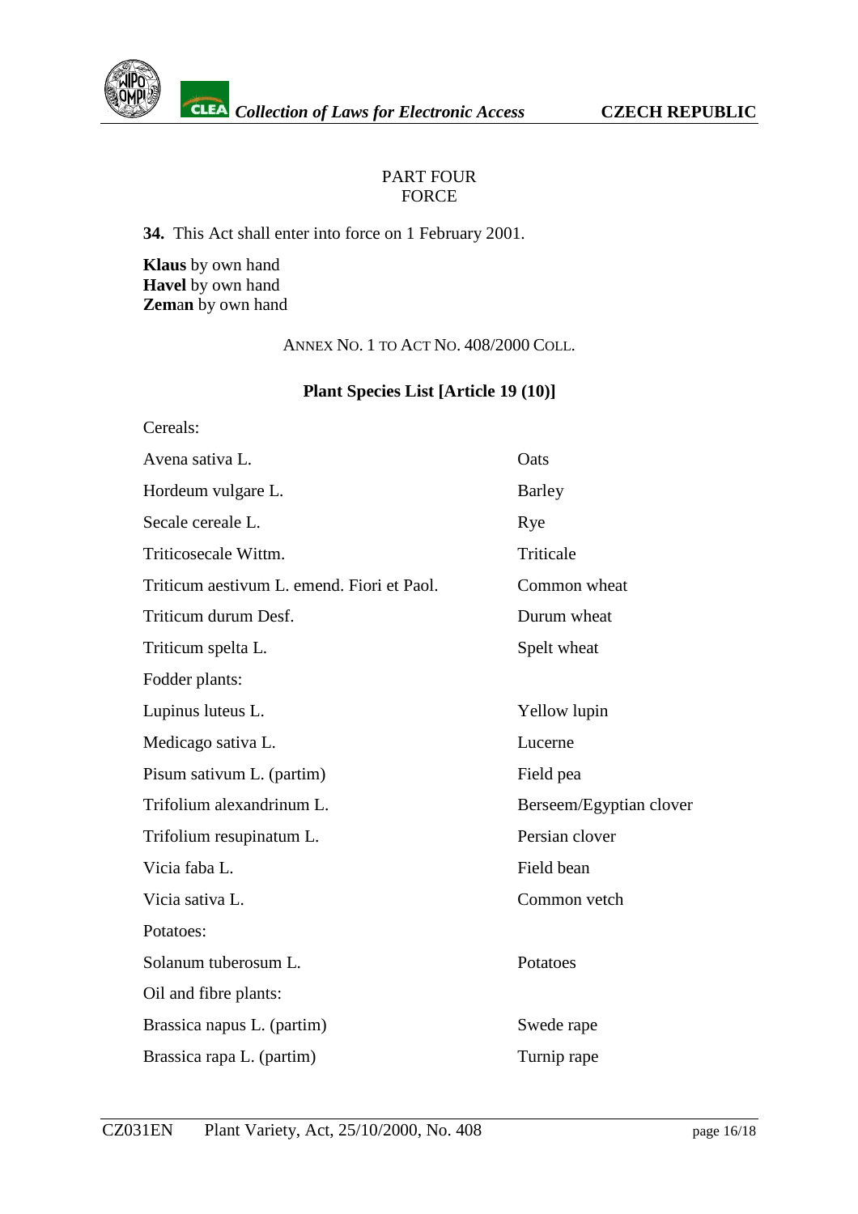PART FOUR
FORCE

**34.** This Act shall enter into force on 1 February 2001.

**Klaus** by own hand
**Havel** by own hand
**Zeman** by own hand

ANNEX NO. 1 TO ACT NO. 408/2000 COLL.

**Plant Species List [Article 19 (10)]**

| | |
|---|---|
| Cereals: | |
| Avena sativa L. | Oats |
| Hordeum vulgare L. | Barley |
| Secale cereale L. | Rye |
| Triticosecale Wittm. | Triticale |
| Triticum aestivum L. emend. Fiori et Paol. | Common wheat |
| Triticum durum Desf. | Durum wheat |
| Triticum spelta L. | Spelt wheat |
| Fodder plants: | |
| Lupinus luteus L. | Yellow lupin |
| Medicago sativa L. | Lucerne |
| Pisum sativum L. (partim) | Field pea |
| Trifolium alexandrinum L. | Berseem/Egyptian clover |
| Trifolium resupinatum L. | Persian clover |
| Vicia faba L. | Field bean |
| Vicia sativa L. | Common vetch |
| Potatoes: | |
| Solanum tuberosum L. | Potatoes |
| Oil and fibre plants: | |
| Brassica napus L. (partim) | Swede rape |
| Brassica rapa L. (partim) | Turnip rape |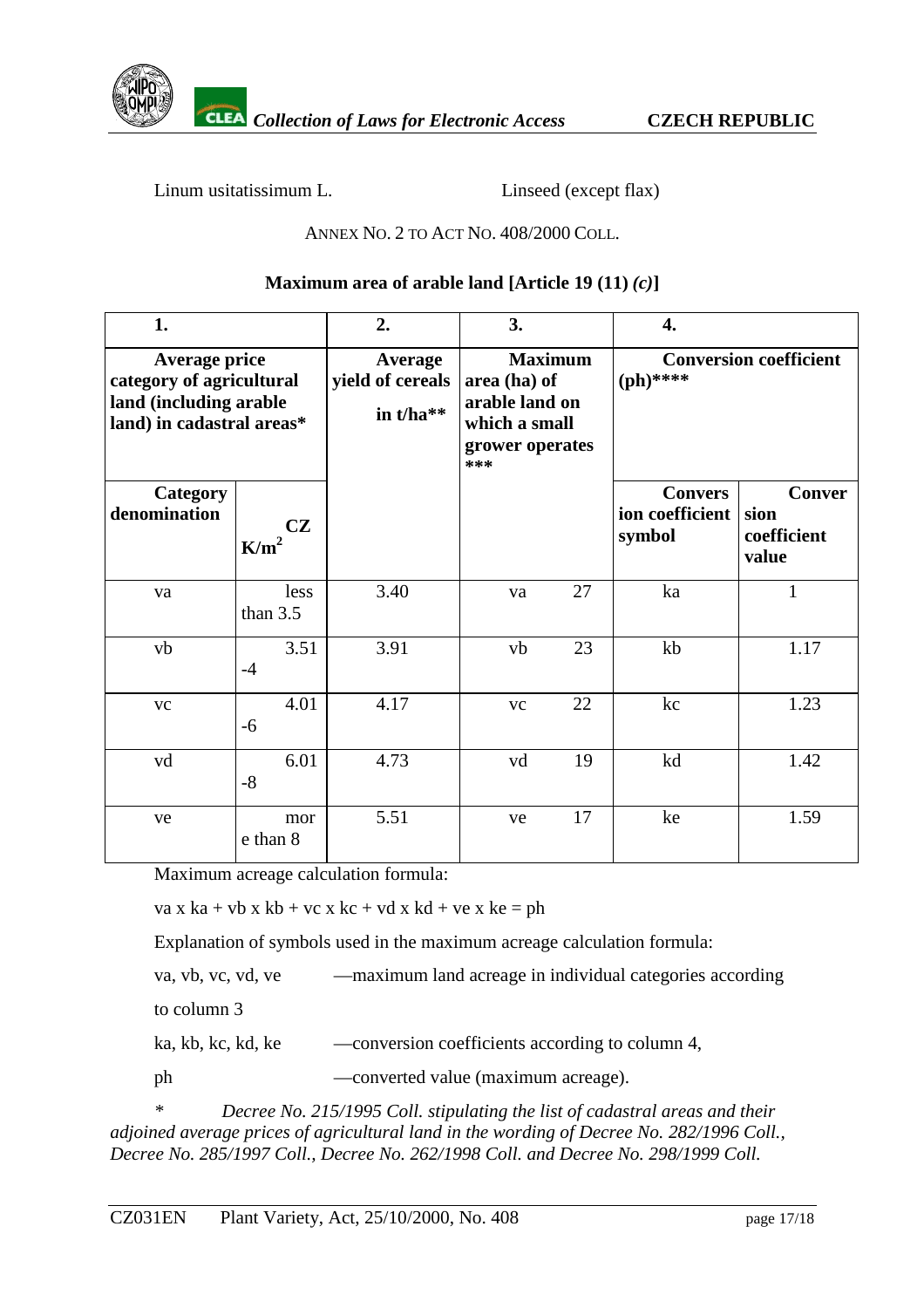Linum usitatissimum L. Linseed (except flax)

ANNEX NO. 2 TO ACT NO. 408/2000 COLL.

**Maximum area of arable land [Article 19 (11) *(c)*]**

| 1. | | 2. | 3. | | 4. | |
|---|---|---|---|---|---|---|
| **Average price category of agricultural land (including arable land) in cadastral areas*** | | **Average yield of cereals in t/ha**** | **Maximum area (ha) of arable land on which a small grower operates ***** | | **Conversion coefficient (ph)******** | |
| **Category denomination** | **CZ K/m$^2$** | | | | **Conversion coefficient symbol** | **Conversion coefficient value** |
| va | less than 3.5 | 3.40 | va | 27 | ka | 1 |
| vb | 3.51 -4 | 3.91 | vb | 23 | kb | 1.17 |
| vc | 4.01 -6 | 4.17 | vc | 22 | kc | 1.23 |
| vd | 6.01 -8 | 4.73 | vd | 19 | kd | 1.42 |
| ve | more than 8 | 5.51 | ve | 17 | ke | 1.59 |

Maximum acreage calculation formula:

va x ka + vb x kb + vc x kc + vd x kd + ve x ke = ph

Explanation of symbols used in the maximum acreage calculation formula:

va, vb, vc, vd, ve —maximum land acreage in individual categories according to column 3

ka, kb, kc, kd, ke —conversion coefficients according to column 4,

ph —converted value (maximum acreage).

\* *Decree No. 215/1995 Coll. stipulating the list of cadastral areas and their adjoined average prices of agricultural land in the wording of Decree No. 282/1996 Coll., Decree No. 285/1997 Coll., Decree No. 262/1998 Coll. and Decree No. 298/1999 Coll.*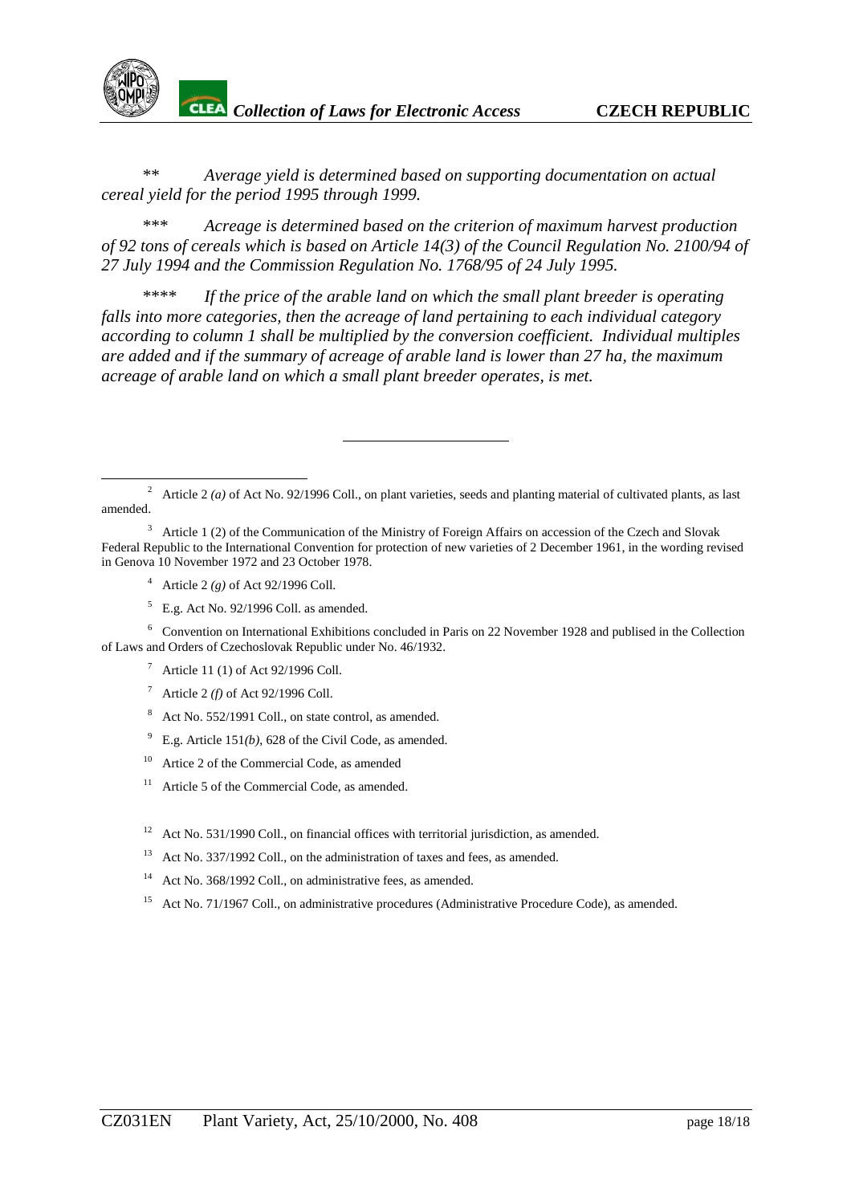*\*\*	Average yield is determined based on supporting documentation on actual cereal yield for the period 1995 through 1999.*

*\*\*\*	Acreage is determined based on the criterion of maximum harvest production of 92 tons of cereals which is based on Article 14(3) of the Council Regulation No. 2100/94 of 27 July 1994 and the Commission Regulation No. 1768/95 of 24 July 1995.*

*\*\*\*\*	If the price of the arable land on which the small plant breeder is operating falls into more categories, then the acreage of land pertaining to each individual category according to column 1 shall be multiplied by the conversion coefficient. Individual multiples are added and if the summary of acreage of arable land is lower than 27 ha, the maximum acreage of arable land on which a small plant breeder operates, is met.*

---

[2] Article 2 *(a)* of Act No. 92/1996 Coll., on plant varieties, seeds and planting material of cultivated plants, as last amended.

[3] Article 1 (2) of the Communication of the Ministry of Foreign Affairs on accession of the Czech and Slovak Federal Republic to the International Convention for protection of new varieties of 2 December 1961, in the wording revised in Genova 10 November 1972 and 23 October 1978.

[4] Article 2 *(g)* of Act 92/1996 Coll.

[5] E.g. Act No. 92/1996 Coll. as amended.

[6] Convention on International Exhibitions concluded in Paris on 22 November 1928 and publised in the Collection of Laws and Orders of Czechoslovak Republic under No. 46/1932.

[7] Article 11 (1) of Act 92/1996 Coll.

[7] Article 2 *(f)* of Act 92/1996 Coll.

[8] Act No. 552/1991 Coll., on state control, as amended.

[9] E.g. Article 151*(b)*, 628 of the Civil Code, as amended.

[10] Artice 2 of the Commercial Code, as amended

[11] Article 5 of the Commercial Code, as amended.

[12] Act No. 531/1990 Coll., on financial offices with territorial jurisdiction, as amended.

[13] Act No. 337/1992 Coll., on the administration of taxes and fees, as amended.

[14] Act No. 368/1992 Coll., on administrative fees, as amended.

[15] Act No. 71/1967 Coll., on administrative procedures (Administrative Procedure Code), as amended.